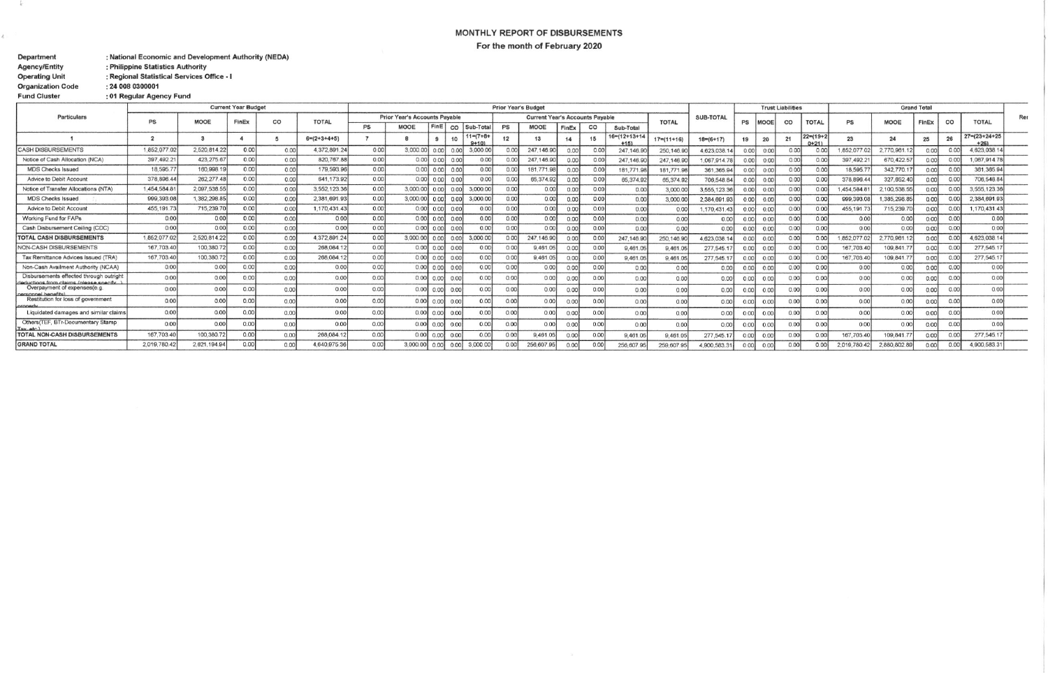## MONTHLY REPORT OF DISBURSEMENTS

### For the month of February 2020

**Department** : National Economic and Development Authority (NEDA)
**Agency/Entity** : Philippine Statistics Authority
**Operating Unit** : Regional Statistical Services Office - I
**Organization Code** : 24 008 0300001
**Fund Cluster** : 01 Regular Agency Fund

| Particulars | Current Year Budget | | | | | Prior Year's Budget | | | | | | | | | | | | | SUB-TOTAL | Trust Liabilities | | | | Grand Total | | | | | Re |
|---|---|---|---|---|---|---|---|---|---|---|---|---|---|---|---|---|---|---|---|---|---|---|---|---|---|---|---|---|---|
| | | | | | | Prior Year's Accounts Payable | | | | | Current Year's Accounts Payable | | | | | | TOTAL | | | | | | | | | | | | |
| | PS | MOOE | FinEx | CO | TOTAL | PS | MOOE | FinE | CO | Sub-Total | PS | MOOE | FinEx | CO | Sub-Total | | | | PS | MOOE | CO | TOTAL | PS | MOOE | FinEx | CO | TOTAL | |
| 1 | 2 | 3 | 4 | 5 | 6=(2+3+4+5) | 7 | 8 | 9 | 10 | 11=(7+8+9+10) | 12 | 13 | 14 | 15 | 16=(12+13+14+15) | 17=(11+16) | | 18=(6+17) | 19 | 20 | 21 | 22=(19+20+21) | 23 | 24 | 25 | 26 | 27=(23+24+25+26) | |
| CASH DISBURSEMENTS | 1,852,077.02 | 2,520,814.22 | 0.00 | 0.00 | 4,372,891.24 | 0.00 | 3,000.00 | 0.00 | 0.00 | 3,000.00 | 0.00 | 247,146.90 | 0.00 | 0.00 | 247,146.90 | 250,146.90 | | 4,623,038.14 | 0.00 | 0.00 | 0.00 | 0.00 | 1,852,077.02 | 2,770,961.12 | 0.00 | 0.00 | 4,623,038.14 | |
| Notice of Cash Allocation (NCA) | 397,492.21 | 423,275.67 | 0.00 | 0.00 | 820,767.88 | 0.00 | 0.00 | 0.00 | 0.00 | 0.00 | 0.00 | 247,146.90 | 0.00 | 0.00 | 247,146.90 | 247,146.90 | | 1,067,914.78 | 0.00 | 0.00 | 0.00 | 0.00 | 397,492.21 | 670,422.57 | 0.00 | 0.00 | 1,067,914.78 | |
| MDS Checks Issued | 18,595.77 | 160,998.19 | 0.00 | 0.00 | 179,593.96 | 0.00 | 0.00 | 0.00 | 0.00 | 0.00 | 0.00 | 181,771.98 | 0.00 | 0.00 | 181,771.98 | 181,771.98 | | 361,365.94 | 0.00 | 0.00 | 0.00 | 0.00 | 18,595.77 | 342,770.17 | 0.00 | 0.00 | 361,365.94 | |
| Advice to Debit Account | 378,896.44 | 262,277.48 | 0.00 | 0.00 | 641,173.92 | 0.00 | 0.00 | 0.00 | 0.00 | 0.00 | 0.00 | 65,374.92 | 0.00 | 0.00 | 65,374.92 | 65,374.92 | | 706,548.84 | 0.00 | 0.00 | 0.00 | 0.00 | 378,896.44 | 327,652.40 | 0.00 | 0.00 | 706,548.84 | |
| Notice of Transfer Allocations (NTA) | 1,454,584.81 | 2,097,538.55 | 0.00 | 0.00 | 3,552,123.36 | 0.00 | 3,000.00 | 0.00 | 0.00 | 3,000.00 | 0.00 | 0.00 | 0.00 | 0.00 | 0.00 | 3,000.00 | | 3,555,123.36 | 0.00 | 0.00 | 0.00 | 0.00 | 1,454,584.81 | 2,100,538.55 | 0.00 | 0.00 | 3,555,123.36 | |
| MDS Checks Issued | 999,393.08 | 1,382,298.85 | 0.00 | 0.00 | 2,381,691.93 | 0.00 | 3,000.00 | 0.00 | 0.00 | 3,000.00 | 0.00 | 0.00 | 0.00 | 0.00 | 0.00 | 3,000.00 | | 2,384,691.93 | 0.00 | 0.00 | 0.00 | 0.00 | 999,393.08 | 1,385,298.85 | 0.00 | 0.00 | 2,384,691.93 | |
| Advice to Debit Account | 455,191.73 | 715,239.70 | 0.00 | 0.00 | 1,170,431.43 | 0.00 | 0.00 | 0.00 | 0.00 | 0.00 | 0.00 | 0.00 | 0.00 | 0.00 | 0.00 | 0.00 | | 1,170,431.43 | 0.00 | 0.00 | 0.00 | 0.00 | 455,191.73 | 715,239.70 | 0.00 | 0.00 | 1,170,431.43 | |
| Working Fund for FAPs | 0.00 | 0.00 | 0.00 | 0.00 | 0.00 | 0.00 | 0.00 | 0.00 | 0.00 | 0.00 | 0.00 | 0.00 | 0.00 | 0.00 | 0.00 | 0.00 | | 0.00 | 0.00 | 0.00 | 0.00 | 0.00 | 0.00 | 0.00 | 0.00 | 0.00 | 0.00 | |
| Cash Disbursement Ceiling (CDC) | 0.00 | 0.00 | 0.00 | 0.00 | 0.00 | 0.00 | 0.00 | 0.00 | 0.00 | 0.00 | 0.00 | 0.00 | 0.00 | 0.00 | 0.00 | 0.00 | | 0.00 | 0.00 | 0.00 | 0.00 | 0.00 | 0.00 | 0.00 | 0.00 | 0.00 | 0.00 | |
| TOTAL CASH DISBURSEMENTS | 1,852,077.02 | 2,520,814.22 | 0.00 | 0.00 | 4,372,891.24 | 0.00 | 3,000.00 | 0.00 | 0.00 | 3,000.00 | 0.00 | 247,146.90 | 0.00 | 0.00 | 247,146.90 | 250,146.90 | | 4,623,038.14 | 0.00 | 0.00 | 0.00 | 0.00 | 1,852,077.02 | 2,770,961.12 | 0.00 | 0.00 | 4,623,038.14 | |
| NON-CASH DISBURSEMENTS | 167,703.40 | 100,380.72 | 0.00 | 0.00 | 268,084.12 | 0.00 | 0.00 | 0.00 | 0.00 | 0.00 | 0.00 | 9,461.05 | 0.00 | 0.00 | 9,461.05 | 9,461.05 | | 277,545.17 | 0.00 | 0.00 | 0.00 | 0.00 | 167,703.40 | 109,841.77 | 0.00 | 0.00 | 277,545.17 | |
| Tax Remittance Advices Issued (TRA) | 167,703.40 | 100,380.72 | 0.00 | 0.00 | 268,084.12 | 0.00 | 0.00 | 0.00 | 0.00 | 0.00 | 0.00 | 9,461.05 | 0.00 | 0.00 | 9,461.05 | 9,461.05 | | 277,545.17 | 0.00 | 0.00 | 0.00 | 0.00 | 167,703.40 | 109,841.77 | 0.00 | 0.00 | 277,545.17 | |
| Non-Cash Availment Authority (NCAA) | 0.00 | 0.00 | 0.00 | 0.00 | 0.00 | 0.00 | 0.00 | 0.00 | 0.00 | 0.00 | 0.00 | 0.00 | 0.00 | 0.00 | 0.00 | 0.00 | | 0.00 | 0.00 | 0.00 | 0.00 | 0.00 | 0.00 | 0.00 | 0.00 | 0.00 | 0.00 | |
| Disbursements effected through outright deductions from claims (please specify) | 0.00 | 0.00 | 0.00 | 0.00 | 0.00 | 0.00 | 0.00 | 0.00 | 0.00 | 0.00 | 0.00 | 0.00 | 0.00 | 0.00 | 0.00 | 0.00 | | 0.00 | 0.00 | 0.00 | 0.00 | 0.00 | 0.00 | 0.00 | 0.00 | 0.00 | 0.00 | |
| Overpayment of expenses(e.g. personnel benefits) | 0.00 | 0.00 | 0.00 | 0.00 | 0.00 | 0.00 | 0.00 | 0.00 | 0.00 | 0.00 | 0.00 | 0.00 | 0.00 | 0.00 | 0.00 | 0.00 | | 0.00 | 0.00 | 0.00 | 0.00 | 0.00 | 0.00 | 0.00 | 0.00 | 0.00 | 0.00 | |
| Restitution for loss of government property | 0.00 | 0.00 | 0.00 | 0.00 | 0.00 | 0.00 | 0.00 | 0.00 | 0.00 | 0.00 | 0.00 | 0.00 | 0.00 | 0.00 | 0.00 | 0.00 | | 0.00 | 0.00 | 0.00 | 0.00 | 0.00 | 0.00 | 0.00 | 0.00 | 0.00 | 0.00 | |
| Liquidated damages and similar claims | 0.00 | 0.00 | 0.00 | 0.00 | 0.00 | 0.00 | 0.00 | 0.00 | 0.00 | 0.00 | 0.00 | 0.00 | 0.00 | 0.00 | 0.00 | 0.00 | | 0.00 | 0.00 | 0.00 | 0.00 | 0.00 | 0.00 | 0.00 | 0.00 | 0.00 | 0.00 | |
| Others(TEF, BTr-Documentary Stamp Tax, etc.) | 0.00 | 0.00 | 0.00 | 0.00 | 0.00 | 0.00 | 0.00 | 0.00 | 0.00 | 0.00 | 0.00 | 0.00 | 0.00 | 0.00 | 0.00 | 0.00 | | 0.00 | 0.00 | 0.00 | 0.00 | 0.00 | 0.00 | 0.00 | 0.00 | 0.00 | 0.00 | |
| TOTAL NON-CASH DISBURSEMENTS | 167,703.40 | 100,380.72 | 0.00 | 0.00 | 268,084.12 | 0.00 | 0.00 | 0.00 | 0.00 | 0.00 | 0.00 | 9,461.05 | 0.00 | 0.00 | 9,461.05 | 9,461.05 | | 277,545.17 | 0.00 | 0.00 | 0.00 | 0.00 | 167,703.40 | 109,841.77 | 0.00 | 0.00 | 277,545.17 | |
| GRAND TOTAL | 2,019,780.42 | 2,621,194.94 | 0.00 | 0.00 | 4,640,975.36 | 0.00 | 3,000.00 | 0.00 | 0.00 | 3,000.00 | 0.00 | 256,607.95 | 0.00 | 0.00 | 256,607.95 | 259,607.95 | | 4,900,583.31 | 0.00 | 0.00 | 0.00 | 0.00 | 2,019,780.42 | 2,880,802.89 | 0.00 | 0.00 | 4,900,583.31 | |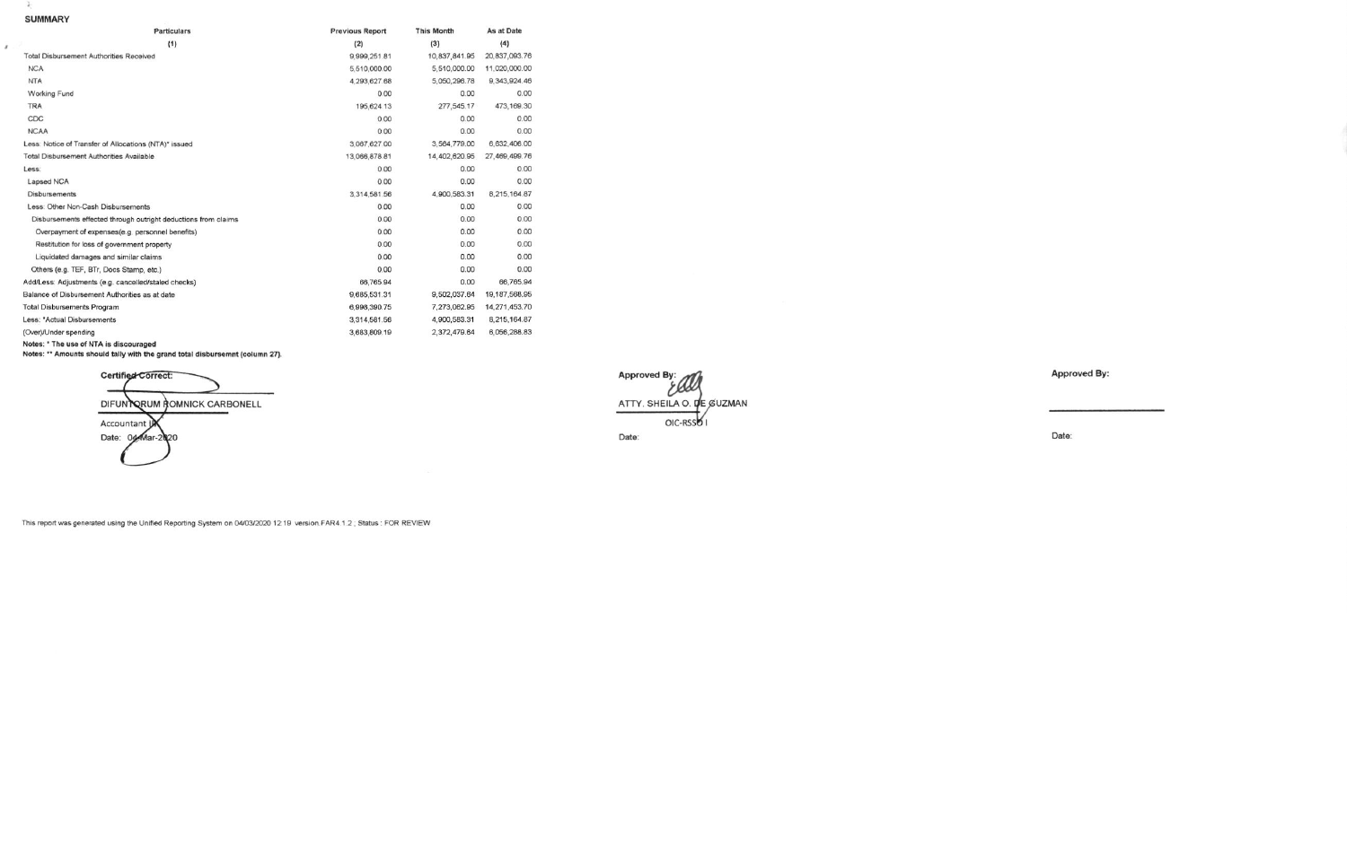## SUMMARY

| Particulars | Previous Report | This Month | As at Date |
|---|---|---|---|
| (1) | (2) | (3) | (4) |
| Total Disbursement Authorities Received | 9,999,251.81 | 10,837,841.95 | 20,837,093.76 |
| NCA | 5,510,000.00 | 5,510,000.00 | 11,020,000.00 |
| NTA | 4,293,627.68 | 5,050,296.78 | 9,343,924.46 |
| Working Fund | 0.00 | 0.00 | 0.00 |
| TRA | 195,624.13 | 277,545.17 | 473,169.30 |
| CDC | 0.00 | 0.00 | 0.00 |
| NCAA | 0.00 | 0.00 | 0.00 |
| Less: Notice of Transfer of Allocations (NTA)* issued | 3,067,627.00 | 3,564,779.00 | 6,632,406.00 |
| Total Disbursement Authorities Available | 13,066,878.81 | 14,402,620.95 | 27,469,499.76 |
| Less: | 0.00 | 0.00 | 0.00 |
| Lapsed NCA | 0.00 | 0.00 | 0.00 |
| Disbursements | 3,314,581.56 | 4,900,583.31 | 8,215,164.87 |
| Less: Other Non-Cash Disbursements | 0.00 | 0.00 | 0.00 |
| Disbursements effected through outright deductions from claims | 0.00 | 0.00 | 0.00 |
| Overpayment of expenses(e.g. personnel benefits) | 0.00 | 0.00 | 0.00 |
| Restitution for loss of government property | 0.00 | 0.00 | 0.00 |
| Liquidated damages and similar claims | 0.00 | 0.00 | 0.00 |
| Others (e.g. TEF, BTr, Docs Stamp, etc.) | 0.00 | 0.00 | 0.00 |
| Add/Less: Adjustments (e.g. cancelled/staled checks) | 66,765.94 | 0.00 | 66,765.94 |
| Balance of Disbursement Authorities as at date | 9,685,531.31 | 9,502,037.64 | 19,187,568.95 |
| Total Disbursements Program | 6,998,390.75 | 7,273,062.95 | 14,271,453.70 |
| Less: *Actual Disbursements | 3,314,581.56 | 4,900,583.31 | 8,215,164.87 |
| (Over)/Under spending | 3,683,809.19 | 2,372,479.64 | 6,056,288.83 |

**Notes: * The use of NTA is discouraged**
**Notes: ** Amounts should tally with the grand total disbursemnt (column 27).**

Certified Correct:

DIFUNTORUM ROMNICK CARBONELL
Accountant III
Date: 04-Mar-2020

Approved By:

ATTY. SHEILA O. DE GUZMAN
OIC-RSSO I
Date:

Approved By:

Date:

This report was generated using the Unified Reporting System on 04/03/2020 12:19 version.FAR4.1.2 ; Status : FOR REVIEW